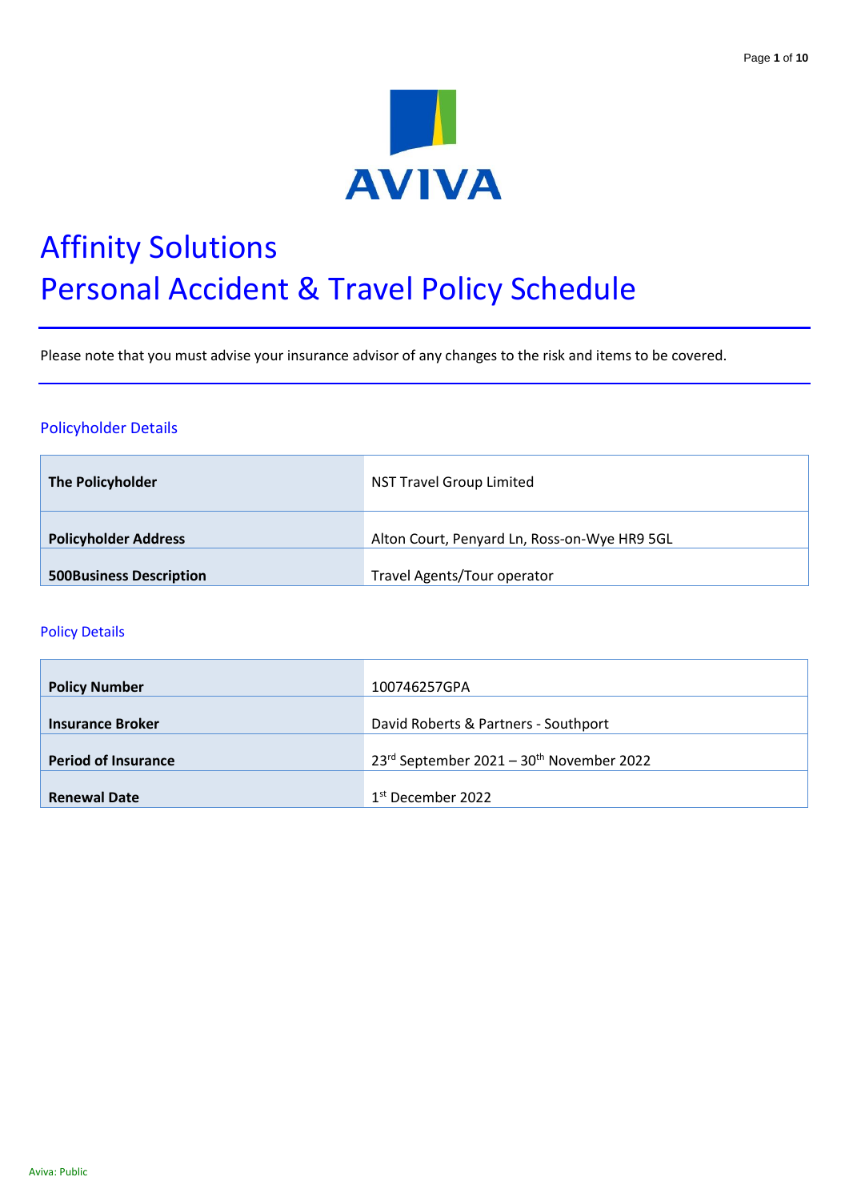# Affinity Solutions
# Personal Accident & Travel Policy Schedule

Please note that you must advise your insurance advisor of any changes to the risk and items to be covered.

## Policyholder Details

| | |
|---|---|
| **The Policyholder** | NST Travel Group Limited |
| **Policyholder Address** | Alton Court, Penyard Ln, Ross-on-Wye HR9 5GL |
| **500Business Description** | Travel Agents/Tour operator |

## Policy Details

| | |
|---|---|
| **Policy Number** | 100746257GPA |
| **Insurance Broker** | David Roberts & Partners - Southport |
| **Period of Insurance** | 23rd September 2021 – 30th November 2022 |
| **Renewal Date** | 1st December 2022 |

Aviva: Public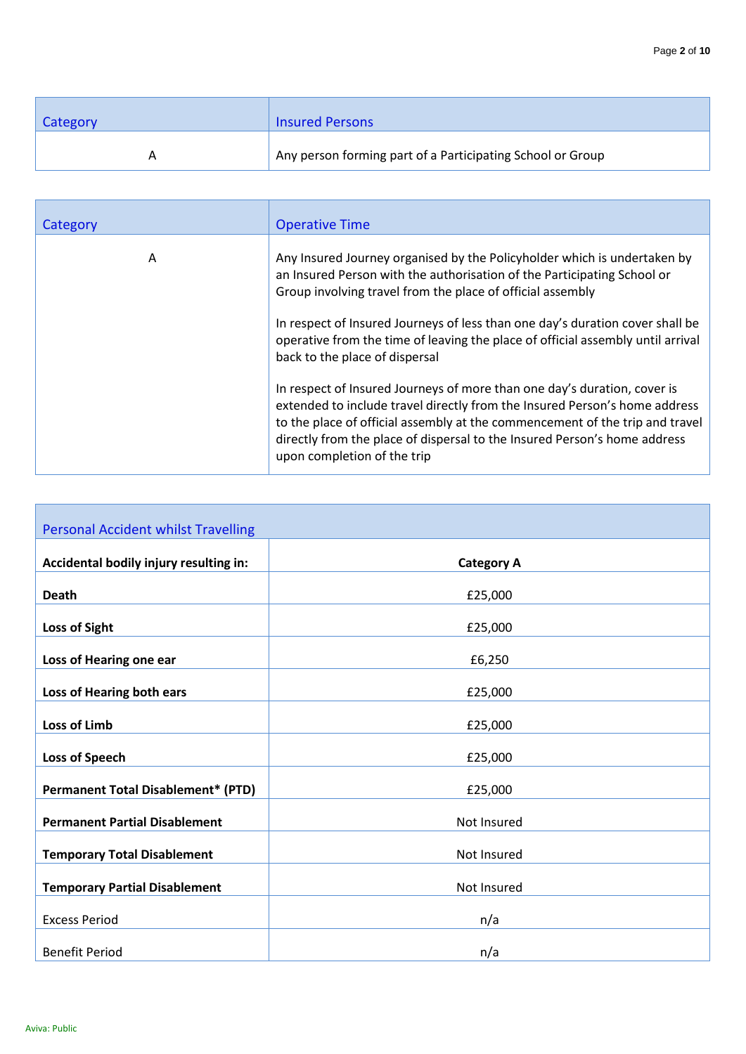| Category | Insured Persons |
| --- | --- |
| A | Any person forming part of a Participating School or Group |

| Category | Operative Time |
| --- | --- |
| A | Any Insured Journey organised by the Policyholder which is undertaken by an Insured Person with the authorisation of the Participating School or Group involving travel from the place of official assembly<br><br>In respect of Insured Journeys of less than one day's duration cover shall be operative from the time of leaving the place of official assembly until arrival back to the place of dispersal<br><br>In respect of Insured Journeys of more than one day's duration, cover is extended to include travel directly from the Insured Person's home address to the place of official assembly at the commencement of the trip and travel directly from the place of dispersal to the Insured Person's home address upon completion of the trip |

| Personal Accident whilst Travelling | |
| --- | --- |
| **Accidental bodily injury resulting in:** | **Category A** |
| **Death** | £25,000 |
| **Loss of Sight** | £25,000 |
| **Loss of Hearing one ear** | £6,250 |
| **Loss of Hearing both ears** | £25,000 |
| **Loss of Limb** | £25,000 |
| **Loss of Speech** | £25,000 |
| **Permanent Total Disablement* (PTD)** | £25,000 |
| **Permanent Partial Disablement** | Not Insured |
| **Temporary Total Disablement** | Not Insured |
| **Temporary Partial Disablement** | Not Insured |
| Excess Period | n/a |
| Benefit Period | n/a |

Aviva: Public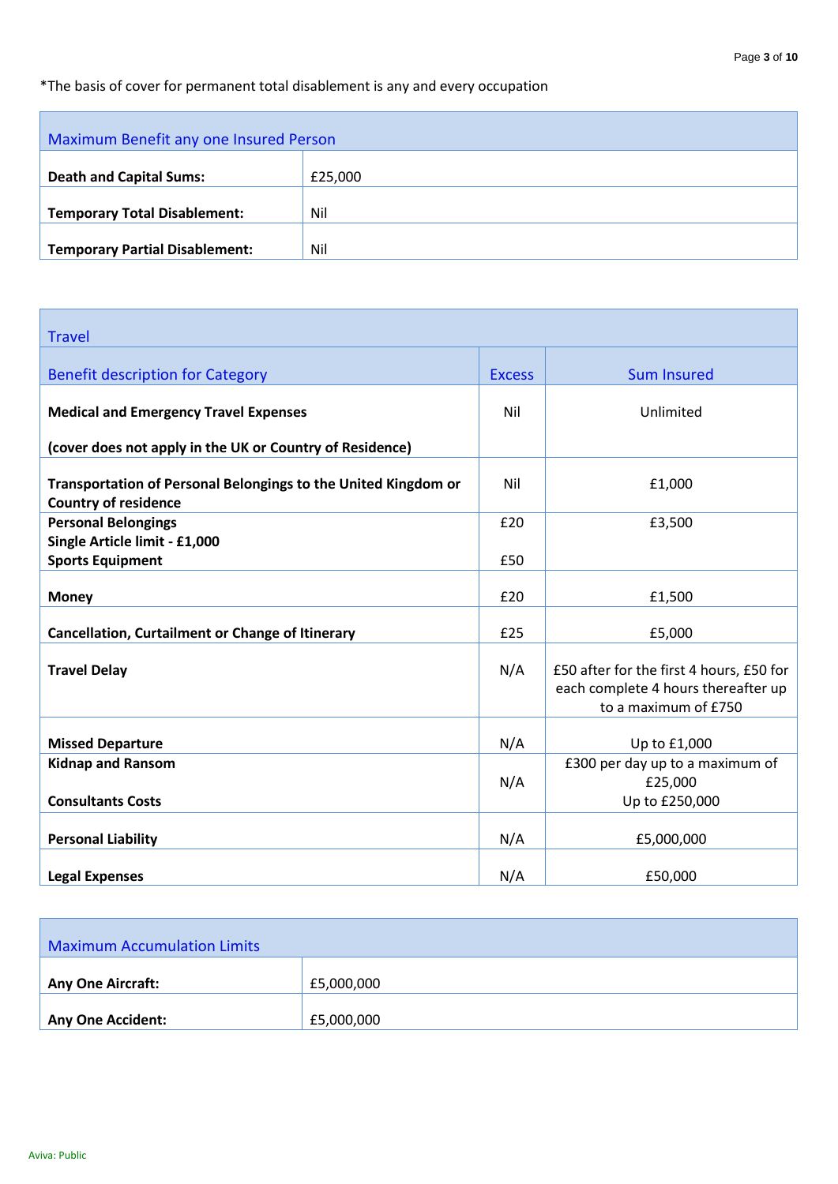*The basis of cover for permanent total disablement is any and every occupation

| Maximum Benefit any one Insured Person | |
|---|---|
| **Death and Capital Sums:** | £25,000 |
| **Temporary Total Disablement:** | Nil |
| **Temporary Partial Disablement:** | Nil |

| Travel | | |
|---|---|---|
| Benefit description for Category | Excess | Sum Insured |
| **Medical and Emergency Travel Expenses**<br><br>**(cover does not apply in the UK or Country of Residence)** | Nil | Unlimited |
| **Transportation of Personal Belongings to the United Kingdom or Country of residence** | Nil | £1,000 |
| **Personal Belongings**<br>**Single Article limit - £1,000**<br>**Sports Equipment** | £20<br><br>£50 | £3,500 |
| **Money** | £20 | £1,500 |
| **Cancellation, Curtailment or Change of Itinerary** | £25 | £5,000 |
| **Travel Delay** | N/A | £50 after for the first 4 hours, £50 for each complete 4 hours thereafter up to a maximum of £750 |
| **Missed Departure** | N/A | Up to £1,000 |
| **Kidnap and Ransom**<br><br>**Consultants Costs** | N/A | £300 per day up to a maximum of £25,000<br>Up to £250,000 |
| **Personal Liability** | N/A | £5,000,000 |
| **Legal Expenses** | N/A | £50,000 |

| Maximum Accumulation Limits | |
|---|---|
| **Any One Aircraft:** | £5,000,000 |
| **Any One Accident:** | £5,000,000 |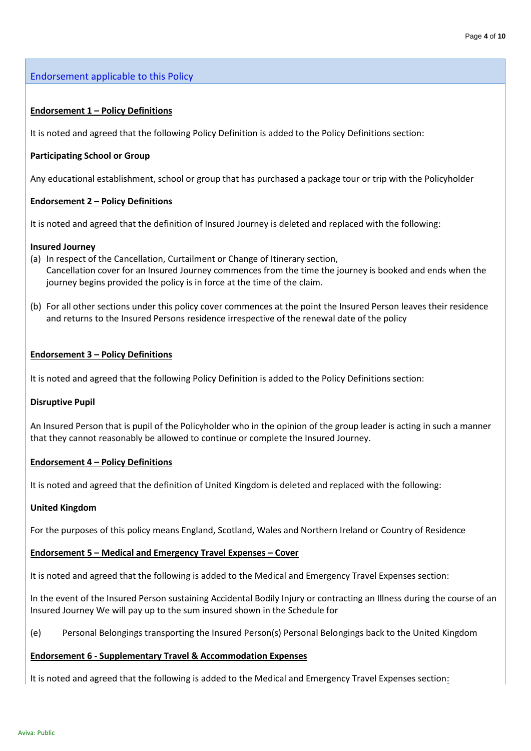## Endorsement applicable to this Policy

**Endorsement 1 – Policy Definitions**

It is noted and agreed that the following Policy Definition is added to the Policy Definitions section:

**Participating School or Group**

Any educational establishment, school or group that has purchased a package tour or trip with the Policyholder

**Endorsement 2 – Policy Definitions**

It is noted and agreed that the definition of Insured Journey is deleted and replaced with the following:

**Insured Journey**

(a) In respect of the Cancellation, Curtailment or Change of Itinerary section,
Cancellation cover for an Insured Journey commences from the time the journey is booked and ends when the journey begins provided the policy is in force at the time of the claim.

(b) For all other sections under this policy cover commences at the point the Insured Person leaves their residence and returns to the Insured Persons residence irrespective of the renewal date of the policy

**Endorsement 3 – Policy Definitions**

It is noted and agreed that the following Policy Definition is added to the Policy Definitions section:

**Disruptive Pupil**

An Insured Person that is pupil of the Policyholder who in the opinion of the group leader is acting in such a manner that they cannot reasonably be allowed to continue or complete the Insured Journey.

**Endorsement 4 – Policy Definitions**

It is noted and agreed that the definition of United Kingdom is deleted and replaced with the following:

**United Kingdom**

For the purposes of this policy means England, Scotland, Wales and Northern Ireland or Country of Residence

**Endorsement 5 – Medical and Emergency Travel Expenses – Cover**

It is noted and agreed that the following is added to the Medical and Emergency Travel Expenses section:

In the event of the Insured Person sustaining Accidental Bodily Injury or contracting an Illness during the course of an Insured Journey We will pay up to the sum insured shown in the Schedule for

(e) Personal Belongings transporting the Insured Person(s) Personal Belongings back to the United Kingdom

**Endorsement 6 - Supplementary Travel & Accommodation Expenses**

It is noted and agreed that the following is added to the Medical and Emergency Travel Expenses section: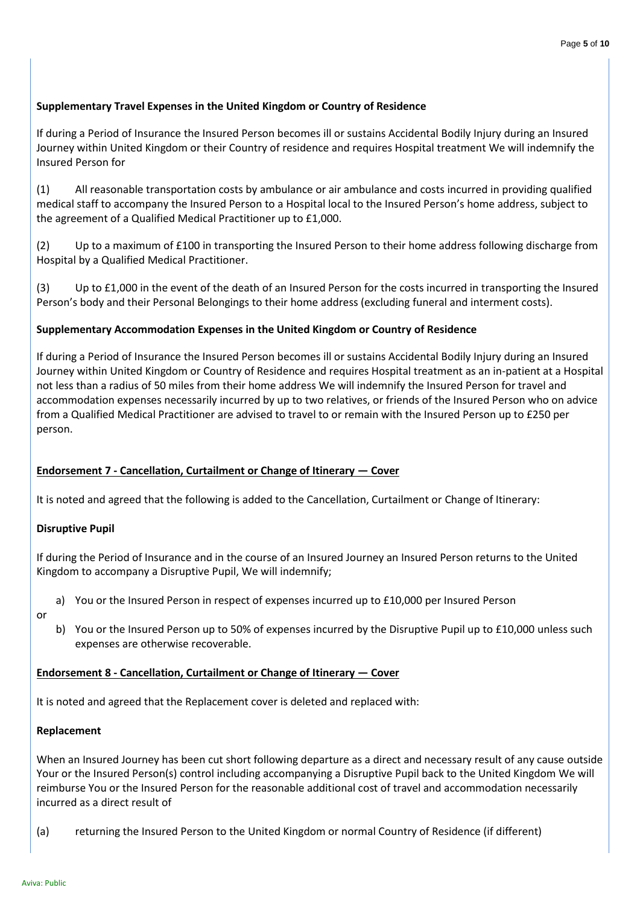**Supplementary Travel Expenses in the United Kingdom or Country of Residence**

If during a Period of Insurance the Insured Person becomes ill or sustains Accidental Bodily Injury during an Insured Journey within United Kingdom or their Country of residence and requires Hospital treatment We will indemnify the Insured Person for

(1) All reasonable transportation costs by ambulance or air ambulance and costs incurred in providing qualified medical staff to accompany the Insured Person to a Hospital local to the Insured Person's home address, subject to the agreement of a Qualified Medical Practitioner up to £1,000.

(2) Up to a maximum of £100 in transporting the Insured Person to their home address following discharge from Hospital by a Qualified Medical Practitioner.

(3) Up to £1,000 in the event of the death of an Insured Person for the costs incurred in transporting the Insured Person's body and their Personal Belongings to their home address (excluding funeral and interment costs).

**Supplementary Accommodation Expenses in the United Kingdom or Country of Residence**

If during a Period of Insurance the Insured Person becomes ill or sustains Accidental Bodily Injury during an Insured Journey within United Kingdom or Country of Residence and requires Hospital treatment as an in-patient at a Hospital not less than a radius of 50 miles from their home address We will indemnify the Insured Person for travel and accommodation expenses necessarily incurred by up to two relatives, or friends of the Insured Person who on advice from a Qualified Medical Practitioner are advised to travel to or remain with the Insured Person up to £250 per person.

**Endorsement 7 - Cancellation, Curtailment or Change of Itinerary — Cover**

It is noted and agreed that the following is added to the Cancellation, Curtailment or Change of Itinerary:

**Disruptive Pupil**

If during the Period of Insurance and in the course of an Insured Journey an Insured Person returns to the United Kingdom to accompany a Disruptive Pupil, We will indemnify;

a) You or the Insured Person in respect of expenses incurred up to £10,000 per Insured Person

or

b) You or the Insured Person up to 50% of expenses incurred by the Disruptive Pupil up to £10,000 unless such expenses are otherwise recoverable.

**Endorsement 8 - Cancellation, Curtailment or Change of Itinerary — Cover**

It is noted and agreed that the Replacement cover is deleted and replaced with:

**Replacement**

When an Insured Journey has been cut short following departure as a direct and necessary result of any cause outside Your or the Insured Person(s) control including accompanying a Disruptive Pupil back to the United Kingdom We will reimburse You or the Insured Person for the reasonable additional cost of travel and accommodation necessarily incurred as a direct result of

(a) returning the Insured Person to the United Kingdom or normal Country of Residence (if different)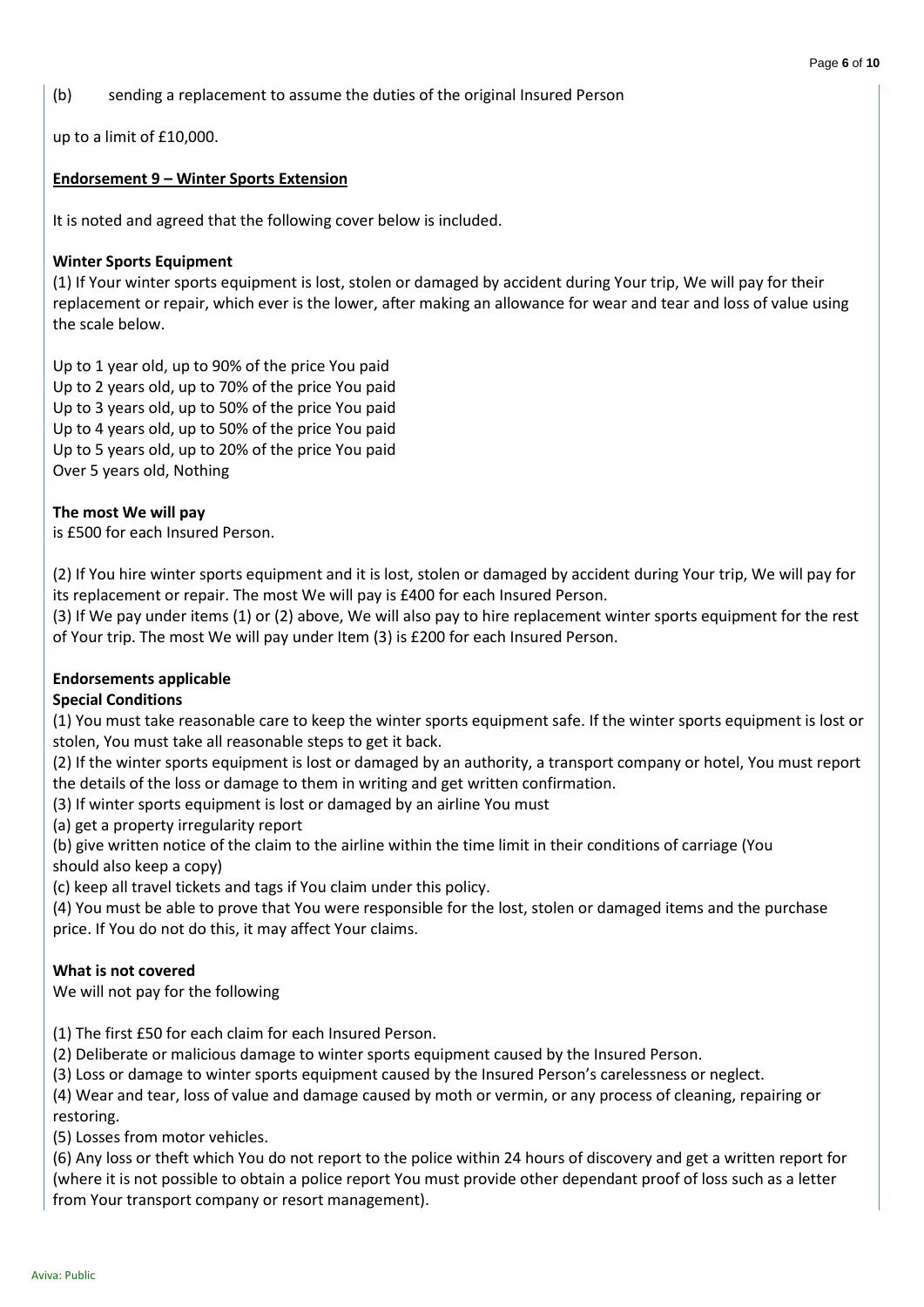(b) sending a replacement to assume the duties of the original Insured Person

up to a limit of £10,000.

**Endorsement 9 – Winter Sports Extension**

It is noted and agreed that the following cover below is included.

**Winter Sports Equipment**

(1) If Your winter sports equipment is lost, stolen or damaged by accident during Your trip, We will pay for their replacement or repair, which ever is the lower, after making an allowance for wear and tear and loss of value using the scale below.

Up to 1 year old, up to 90% of the price You paid
Up to 2 years old, up to 70% of the price You paid
Up to 3 years old, up to 50% of the price You paid
Up to 4 years old, up to 50% of the price You paid
Up to 5 years old, up to 20% of the price You paid
Over 5 years old, Nothing

**The most We will pay**
is £500 for each Insured Person.

(2) If You hire winter sports equipment and it is lost, stolen or damaged by accident during Your trip, We will pay for its replacement or repair. The most We will pay is £400 for each Insured Person.
(3) If We pay under items (1) or (2) above, We will also pay to hire replacement winter sports equipment for the rest of Your trip. The most We will pay under Item (3) is £200 for each Insured Person.

**Endorsements applicable**
**Special Conditions**

(1) You must take reasonable care to keep the winter sports equipment safe. If the winter sports equipment is lost or stolen, You must take all reasonable steps to get it back.
(2) If the winter sports equipment is lost or damaged by an authority, a transport company or hotel, You must report the details of the loss or damage to them in writing and get written confirmation.
(3) If winter sports equipment is lost or damaged by an airline You must
(a) get a property irregularity report
(b) give written notice of the claim to the airline within the time limit in their conditions of carriage (You should also keep a copy)
(c) keep all travel tickets and tags if You claim under this policy.
(4) You must be able to prove that You were responsible for the lost, stolen or damaged items and the purchase price. If You do not do this, it may affect Your claims.

**What is not covered**
We will not pay for the following

(1) The first £50 for each claim for each Insured Person.
(2) Deliberate or malicious damage to winter sports equipment caused by the Insured Person.
(3) Loss or damage to winter sports equipment caused by the Insured Person's carelessness or neglect.
(4) Wear and tear, loss of value and damage caused by moth or vermin, or any process of cleaning, repairing or restoring.
(5) Losses from motor vehicles.
(6) Any loss or theft which You do not report to the police within 24 hours of discovery and get a written report for (where it is not possible to obtain a police report You must provide other dependant proof of loss such as a letter from Your transport company or resort management).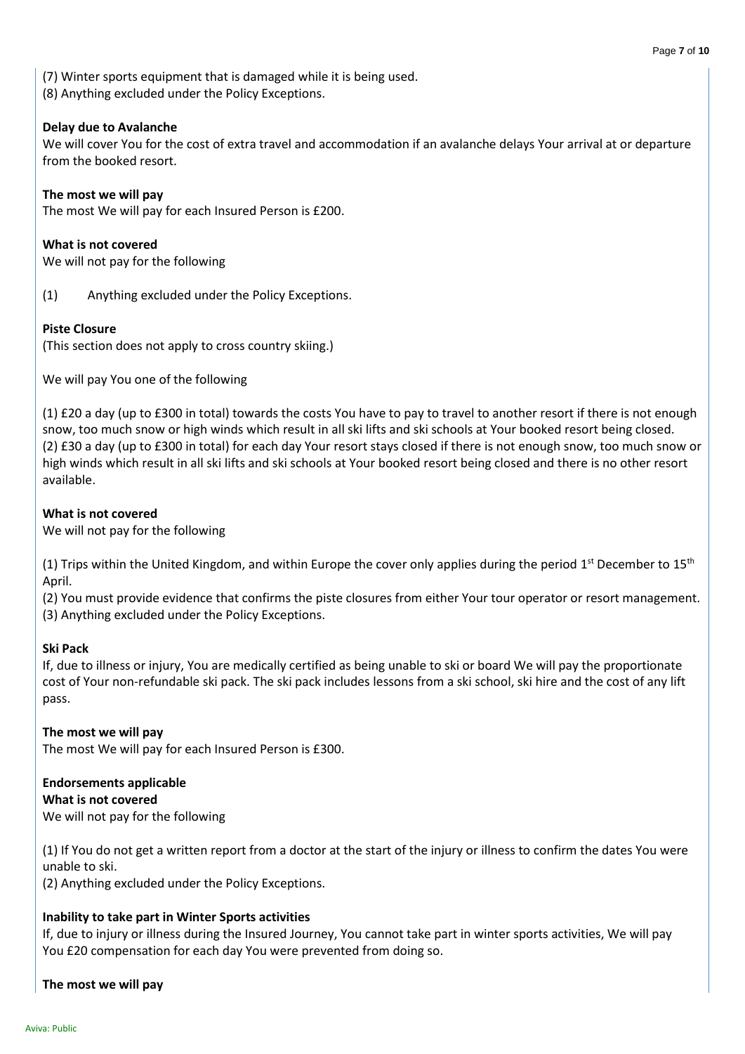(7) Winter sports equipment that is damaged while it is being used.
(8) Anything excluded under the Policy Exceptions.

**Delay due to Avalanche**

We will cover You for the cost of extra travel and accommodation if an avalanche delays Your arrival at or departure from the booked resort.

**The most we will pay**

The most We will pay for each Insured Person is £200.

**What is not covered**

We will not pay for the following

(1) Anything excluded under the Policy Exceptions.

**Piste Closure**

(This section does not apply to cross country skiing.)

We will pay You one of the following

(1) £20 a day (up to £300 in total) towards the costs You have to pay to travel to another resort if there is not enough snow, too much snow or high winds which result in all ski lifts and ski schools at Your booked resort being closed.
(2) £30 a day (up to £300 in total) for each day Your resort stays closed if there is not enough snow, too much snow or high winds which result in all ski lifts and ski schools at Your booked resort being closed and there is no other resort available.

**What is not covered**

We will not pay for the following

(1) Trips within the United Kingdom, and within Europe the cover only applies during the period 1st December to 15th April.
(2) You must provide evidence that confirms the piste closures from either Your tour operator or resort management.
(3) Anything excluded under the Policy Exceptions.

**Ski Pack**

If, due to illness or injury, You are medically certified as being unable to ski or board We will pay the proportionate cost of Your non-refundable ski pack. The ski pack includes lessons from a ski school, ski hire and the cost of any lift pass.

**The most we will pay**

The most We will pay for each Insured Person is £300.

**Endorsements applicable**

**What is not covered**

We will not pay for the following

(1) If You do not get a written report from a doctor at the start of the injury or illness to confirm the dates You were unable to ski.
(2) Anything excluded under the Policy Exceptions.

**Inability to take part in Winter Sports activities**

If, due to injury or illness during the Insured Journey, You cannot take part in winter sports activities, We will pay You £20 compensation for each day You were prevented from doing so.

**The most we will pay**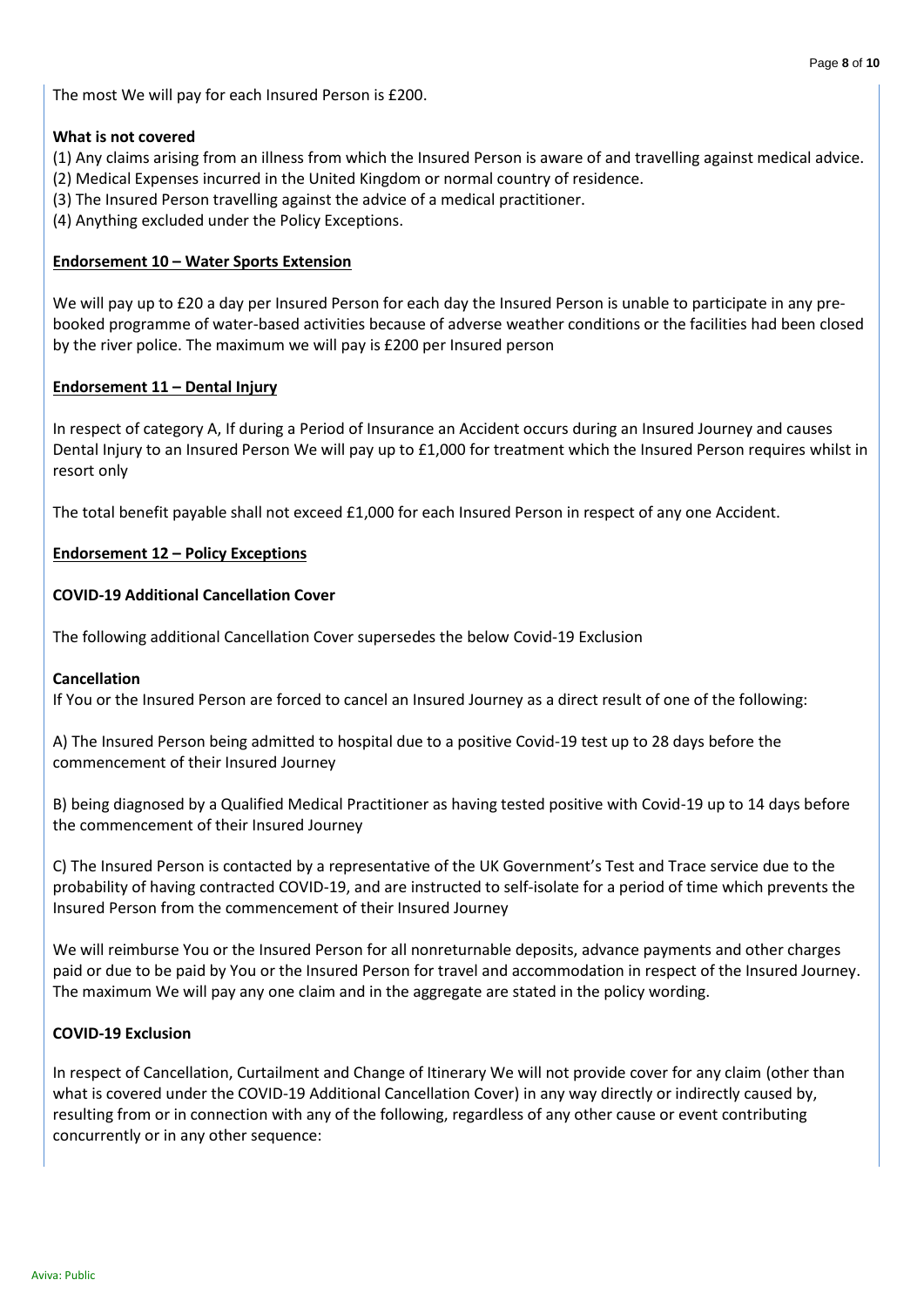The most We will pay for each Insured Person is £200.

**What is not covered**

(1) Any claims arising from an illness from which the Insured Person is aware of and travelling against medical advice.
(2) Medical Expenses incurred in the United Kingdom or normal country of residence.
(3) The Insured Person travelling against the advice of a medical practitioner.
(4) Anything excluded under the Policy Exceptions.

## Endorsement 10 – Water Sports Extension

We will pay up to £20 a day per Insured Person for each day the Insured Person is unable to participate in any pre-booked programme of water-based activities because of adverse weather conditions or the facilities had been closed by the river police. The maximum we will pay is £200 per Insured person

## Endorsement 11 – Dental Injury

In respect of category A, If during a Period of Insurance an Accident occurs during an Insured Journey and causes Dental Injury to an Insured Person We will pay up to £1,000 for treatment which the Insured Person requires whilst in resort only

The total benefit payable shall not exceed £1,000 for each Insured Person in respect of any one Accident.

## Endorsement 12 – Policy Exceptions

**COVID-19 Additional Cancellation Cover**

The following additional Cancellation Cover supersedes the below Covid-19 Exclusion

**Cancellation**

If You or the Insured Person are forced to cancel an Insured Journey as a direct result of one of the following:

A) The Insured Person being admitted to hospital due to a positive Covid-19 test up to 28 days before the commencement of their Insured Journey

B) being diagnosed by a Qualified Medical Practitioner as having tested positive with Covid-19 up to 14 days before the commencement of their Insured Journey

C) The Insured Person is contacted by a representative of the UK Government's Test and Trace service due to the probability of having contracted COVID-19, and are instructed to self-isolate for a period of time which prevents the Insured Person from the commencement of their Insured Journey

We will reimburse You or the Insured Person for all nonreturnable deposits, advance payments and other charges paid or due to be paid by You or the Insured Person for travel and accommodation in respect of the Insured Journey. The maximum We will pay any one claim and in the aggregate are stated in the policy wording.

**COVID-19 Exclusion**

In respect of Cancellation, Curtailment and Change of Itinerary We will not provide cover for any claim (other than what is covered under the COVID-19 Additional Cancellation Cover) in any way directly or indirectly caused by, resulting from or in connection with any of the following, regardless of any other cause or event contributing concurrently or in any other sequence: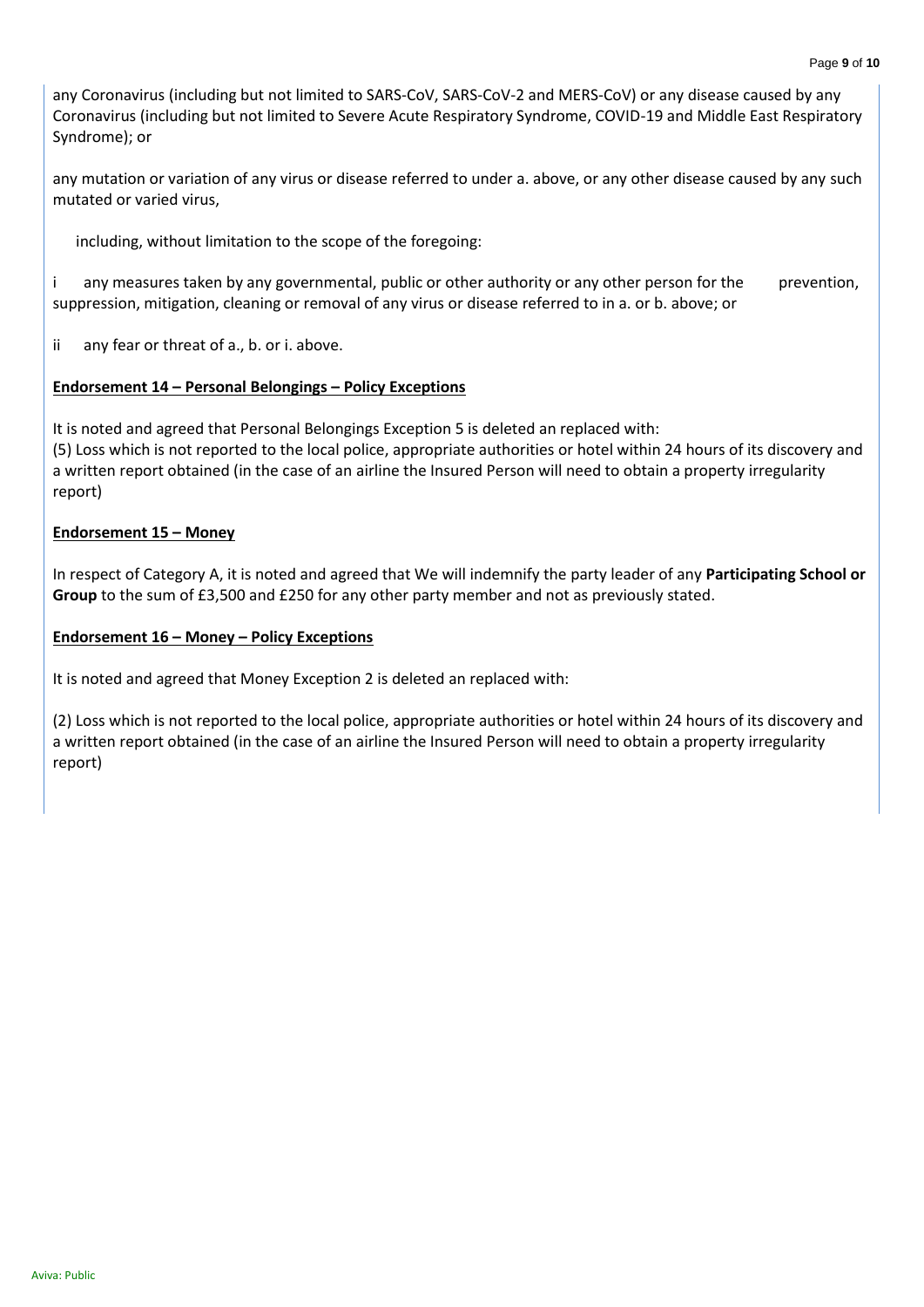any Coronavirus (including but not limited to SARS-CoV, SARS-CoV-2 and MERS-CoV) or any disease caused by any Coronavirus (including but not limited to Severe Acute Respiratory Syndrome, COVID-19 and Middle East Respiratory Syndrome); or

any mutation or variation of any virus or disease referred to under a. above, or any other disease caused by any such mutated or varied virus,

including, without limitation to the scope of the foregoing:

i any measures taken by any governmental, public or other authority or any other person for the prevention, suppression, mitigation, cleaning or removal of any virus or disease referred to in a. or b. above; or

ii any fear or threat of a., b. or i. above.

**Endorsement 14 – Personal Belongings – Policy Exceptions**

It is noted and agreed that Personal Belongings Exception 5 is deleted an replaced with:
(5) Loss which is not reported to the local police, appropriate authorities or hotel within 24 hours of its discovery and a written report obtained (in the case of an airline the Insured Person will need to obtain a property irregularity report)

**Endorsement 15 – Money**

In respect of Category A, it is noted and agreed that We will indemnify the party leader of any **Participating School or Group** to the sum of £3,500 and £250 for any other party member and not as previously stated.

**Endorsement 16 – Money – Policy Exceptions**

It is noted and agreed that Money Exception 2 is deleted an replaced with:

(2) Loss which is not reported to the local police, appropriate authorities or hotel within 24 hours of its discovery and a written report obtained (in the case of an airline the Insured Person will need to obtain a property irregularity report)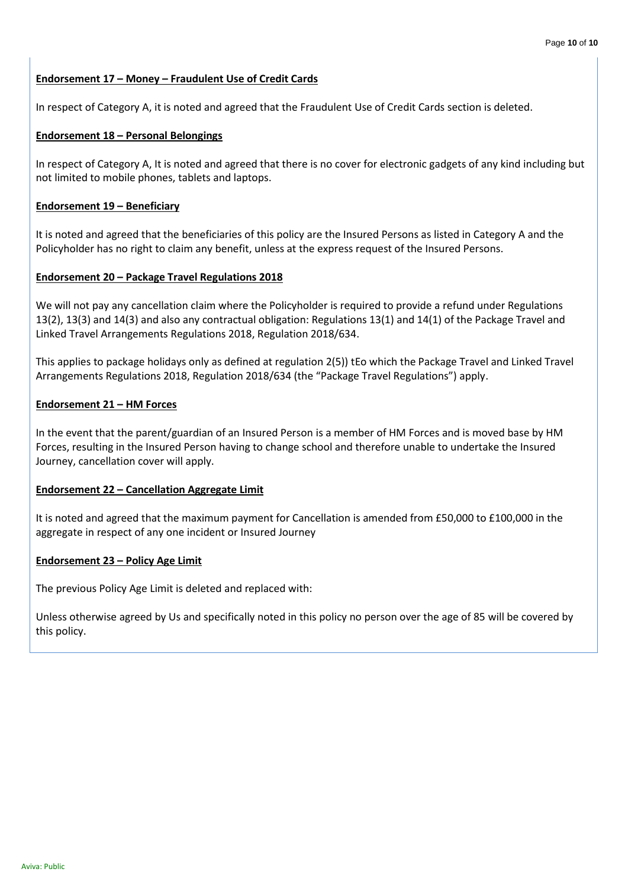**Endorsement 17 – Money – Fraudulent Use of Credit Cards**

In respect of Category A, it is noted and agreed that the Fraudulent Use of Credit Cards section is deleted.

**Endorsement 18 – Personal Belongings**

In respect of Category A, It is noted and agreed that there is no cover for electronic gadgets of any kind including but not limited to mobile phones, tablets and laptops.

**Endorsement 19 – Beneficiary**

It is noted and agreed that the beneficiaries of this policy are the Insured Persons as listed in Category A and the Policyholder has no right to claim any benefit, unless at the express request of the Insured Persons.

**Endorsement 20 – Package Travel Regulations 2018**

We will not pay any cancellation claim where the Policyholder is required to provide a refund under Regulations 13(2), 13(3) and 14(3) and also any contractual obligation: Regulations 13(1) and 14(1) of the Package Travel and Linked Travel Arrangements Regulations 2018, Regulation 2018/634.

This applies to package holidays only as defined at regulation 2(5)) tEo which the Package Travel and Linked Travel Arrangements Regulations 2018, Regulation 2018/634 (the "Package Travel Regulations") apply.

**Endorsement 21 – HM Forces**

In the event that the parent/guardian of an Insured Person is a member of HM Forces and is moved base by HM Forces, resulting in the Insured Person having to change school and therefore unable to undertake the Insured Journey, cancellation cover will apply.

**Endorsement 22 – Cancellation Aggregate Limit**

It is noted and agreed that the maximum payment for Cancellation is amended from £50,000 to £100,000 in the aggregate in respect of any one incident or Insured Journey

**Endorsement 23 – Policy Age Limit**

The previous Policy Age Limit is deleted and replaced with:

Unless otherwise agreed by Us and specifically noted in this policy no person over the age of 85 will be covered by this policy.

Aviva: Public